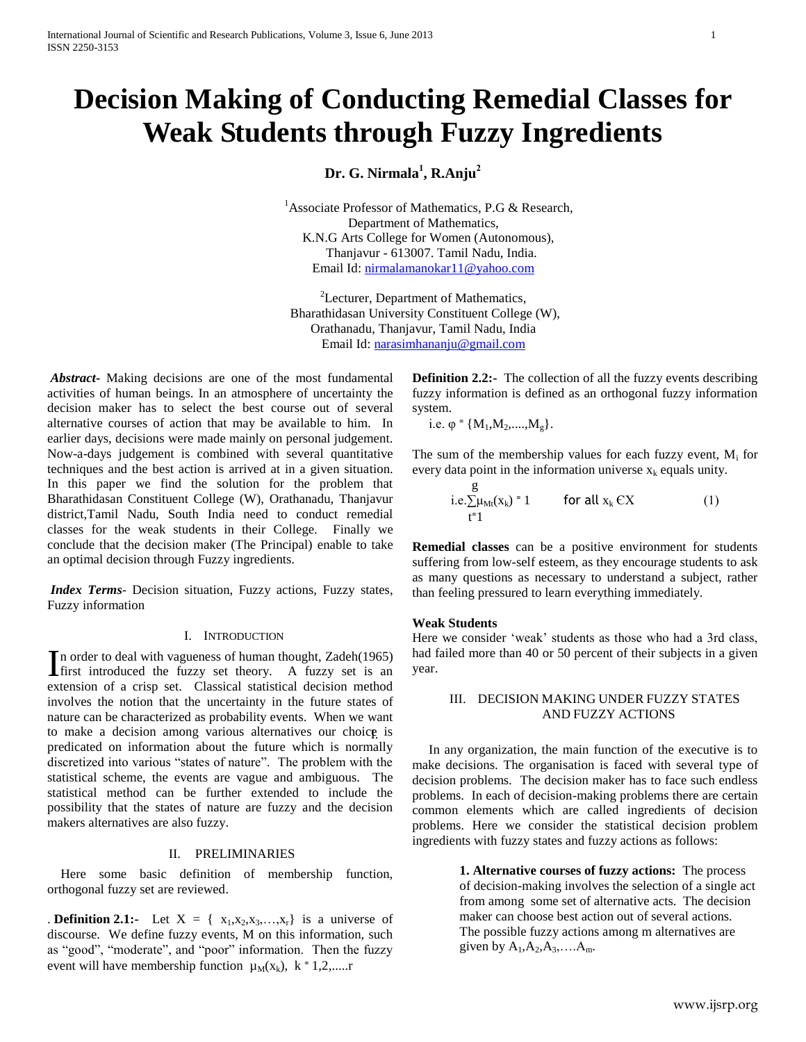# Decision Making of Conducting Remedial Classes for Weak Students through Fuzzy Ingredients

**Dr. G. Nirmala[1], R.Anju[2]**

[1]Associate Professor of Mathematics, P.G & Research, Department of Mathematics, K.N.G Arts College for Women (Autonomous), Thanjavur - 613007. Tamil Nadu, India.
Email Id: nirmalamanokar11@yahoo.com

[2]Lecturer, Department of Mathematics, Bharathidasan University Constituent College (W), Orathanadu, Thanjavur, Tamil Nadu, India
Email Id: narasimhananju@gmail.com

***Abstract-*** Making decisions are one of the most fundamental activities of human beings. In an atmosphere of uncertainty the decision maker has to select the best course out of several alternative courses of action that may be available to him. In earlier days, decisions were made mainly on personal judgement. Now-a-days judgement is combined with several quantitative techniques and the best action is arrived at in a given situation. In this paper we find the solution for the problem that Bharathidasan Constituent College (W), Orathanadu, Thanjavur district,Tamil Nadu, South India need to conduct remedial classes for the weak students in their College. Finally we conclude that the decision maker (The Principal) enable to take an optimal decision through Fuzzy ingredients.

***Index Terms-*** Decision situation, Fuzzy actions, Fuzzy states, Fuzzy information

## I. Introduction

In order to deal with vagueness of human thought, Zadeh(1965) first introduced the fuzzy set theory. A fuzzy set is an extension of a crisp set. Classical statistical decision method involves the notion that the uncertainty in the future states of nature can be characterized as probability events. When we want to make a decision among various alternatives our choice is predicated on information about the future which is normally discretized into various "states of nature". The problem with the statistical scheme, the events are vague and ambiguous. The statistical method can be further extended to include the possibility that the states of nature are fuzzy and the decision makers alternatives are also fuzzy.

## II. Preliminaries

Here some basic definition of membership function, orthogonal fuzzy set are reviewed.

. **Definition 2.1:-** Let $X = \{x_1, x_2, x_3, \ldots, x_r\}$ is a universe of discourse. We define fuzzy events, M on this information, such as "good", "moderate", and "poor" information. Then the fuzzy event will have membership function $\mu_M(x_k)$, $k = 1,2,\ldots,r$

**Definition 2.2:-** The collection of all the fuzzy events describing fuzzy information is defined as an orthogonal fuzzy information system.

i.e. $\varphi = \{M_1, M_2, \ldots, M_g\}$.

The sum of the membership values for each fuzzy event, $M_i$ for every data point in the information universe $x_k$ equals unity.

$$\text{i.e.} \sum_{t=1}^{g} \mu_{M_t}(x_k) = 1 \qquad \text{for all } x_k \in X \qquad (1)$$

**Remedial classes** can be a positive environment for students suffering from low-self esteem, as they encourage students to ask as many questions as necessary to understand a subject, rather than feeling pressured to learn everything immediately.

**Weak Students**

Here we consider 'weak' students as those who had a 3rd class, had failed more than 40 or 50 percent of their subjects in a given year.

## III. Decision Making Under Fuzzy States and Fuzzy Actions

In any organization, the main function of the executive is to make decisions. The organisation is faced with several type of decision problems. The decision maker has to face such endless problems. In each of decision-making problems there are certain common elements which are called ingredients of decision problems. Here we consider the statistical decision problem ingredients with fuzzy states and fuzzy actions as follows:

**1. Alternative courses of fuzzy actions:** The process of decision-making involves the selection of a single act from among some set of alternative acts. The decision maker can choose best action out of several actions. The possible fuzzy actions among m alternatives are given by $A_1, A_2, A_3, \ldots, A_m$.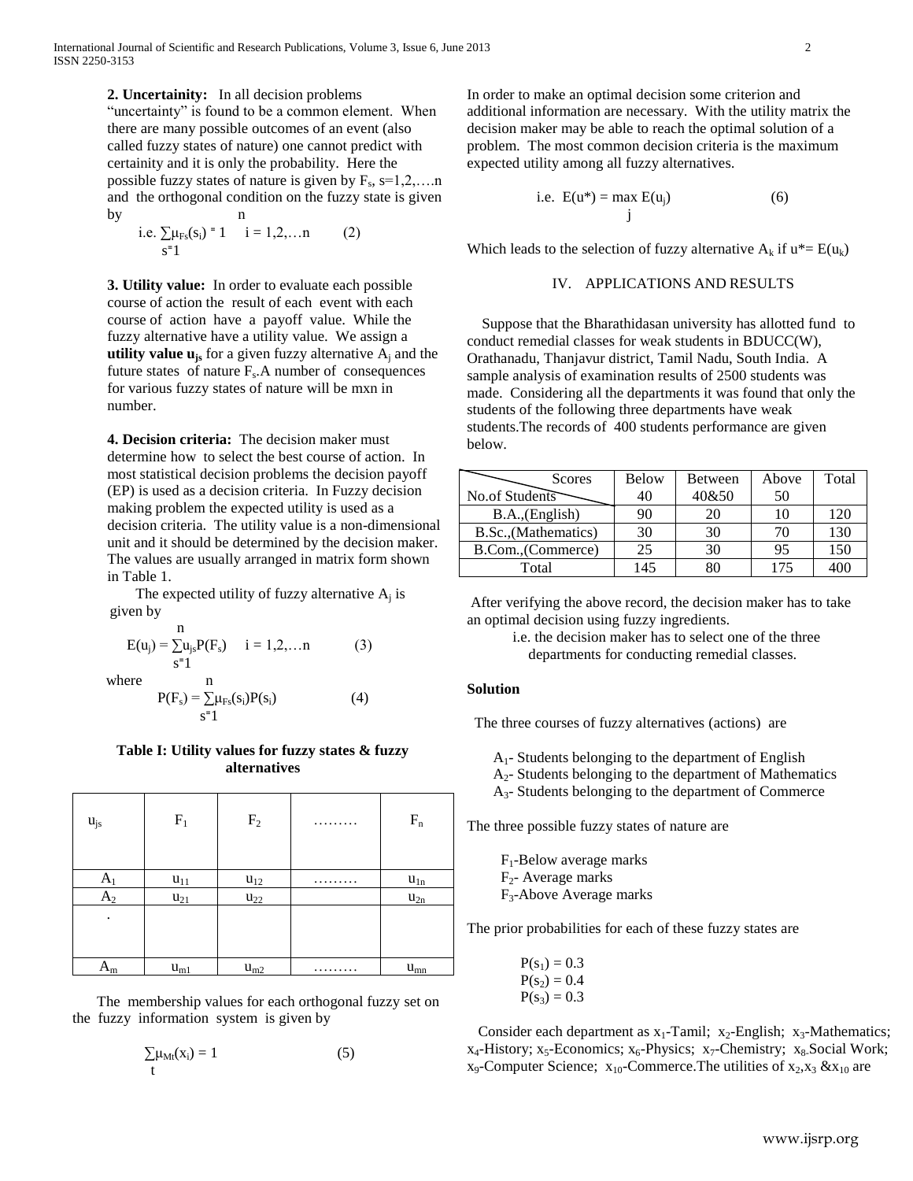**2. Uncertainity:** In all decision problems "uncertainty" is found to be a common element. When there are many possible outcomes of an event (also called fuzzy states of nature) one cannot predict with certainity and it is only the probability. Here the possible fuzzy states of nature is given by $F_s$, s=1,2,….n and the orthogonal condition on the fuzzy state is given by

$$\text{i.e. } \sum_{s=1}^{n}\mu_{F_s}(s_i) = 1 \quad i = 1,2,\ldots n \qquad (2)$$

**3. Utility value:** In order to evaluate each possible course of action the result of each event with each course of action have a payoff value. While the fuzzy alternative have a utility value. We assign a **utility value $u_{js}$** for a given fuzzy alternative $A_j$ and the future states of nature $F_s$.A number of consequences for various fuzzy states of nature will be mxn in number.

**4. Decision criteria:** The decision maker must determine how to select the best course of action. In most statistical decision problems the decision payoff (EP) is used as a decision criteria. In Fuzzy decision making problem the expected utility is used as a decision criteria. The utility value is a non-dimensional unit and it should be determined by the decision maker. The values are usually arranged in matrix form shown in Table 1.

The expected utility of fuzzy alternative $A_j$ is given by

$$E(u_j) = \sum_{s=1}^{n} u_{js}P(F_s) \quad i = 1,2,\ldots n \qquad (3)$$

where

$$P(F_s) = \sum_{s=1}^{n}\mu_{F_s}(s_i)P(s_i) \qquad (4)$$

**Table I: Utility values for fuzzy states & fuzzy alternatives**

| $u_{js}$ | $F_1$ | $F_2$ | ……… | $F_n$ |
|---|---|---|---|---|
| $A_1$ | $u_{11}$ | $u_{12}$ | ……… | $u_{1n}$ |
| $A_2$ | $u_{21}$ | $u_{22}$ | | $u_{2n}$ |
| . | | | | |
| $A_m$ | $u_{m1}$ | $u_{m2}$ | ……… | $u_{mn}$ |

The membership values for each orthogonal fuzzy set on the fuzzy information system is given by

$$\sum_{t}\mu_{M_t}(x_i) = 1 \qquad (5)$$

In order to make an optimal decision some criterion and additional information are necessary. With the utility matrix the decision maker may be able to reach the optimal solution of a problem. The most common decision criteria is the maximum expected utility among all fuzzy alternatives.

$$\text{i.e. } E(u^*) = \max_{j} E(u_j) \qquad (6)$$

Which leads to the selection of fuzzy alternative $A_k$ if $u^* = E(u_k)$

## IV. APPLICATIONS AND RESULTS

Suppose that the Bharathidasan university has allotted fund to conduct remedial classes for weak students in BDUCC(W), Orathanadu, Thanjavur district, Tamil Nadu, South India. A sample analysis of examination results of 2500 students was made. Considering all the departments it was found that only the students of the following three departments have weak students.The records of 400 students performance are given below.

| Scores / No.of Students | Below 40 | Between 40&50 | Above 50 | Total |
|---|---|---|---|---|
| B.A.,(English) | 90 | 20 | 10 | 120 |
| B.Sc.,(Mathematics) | 30 | 30 | 70 | 130 |
| B.Com.,(Commerce) | 25 | 30 | 95 | 150 |
| Total | 145 | 80 | 175 | 400 |

After verifying the above record, the decision maker has to take an optimal decision using fuzzy ingredients.

i.e. the decision maker has to select one of the three departments for conducting remedial classes.

**Solution**

The three courses of fuzzy alternatives (actions) are

$A_1$- Students belonging to the department of English
$A_2$- Students belonging to the department of Mathematics
$A_3$- Students belonging to the department of Commerce

The three possible fuzzy states of nature are

$F_1$-Below average marks
$F_2$- Average marks
$F_3$-Above Average marks

The prior probabilities for each of these fuzzy states are

$P(s_1) = 0.3$
$P(s_2) = 0.4$
$P(s_3) = 0.3$

Consider each department as $x_1$-Tamil; $x_2$-English; $x_3$-Mathematics; $x_4$-History; $x_5$-Economics; $x_6$-Physics; $x_7$-Chemistry; $x_8$-Social Work; $x_9$-Computer Science; $x_{10}$-Commerce.The utilities of $x_2, x_3$ &$x_{10}$ are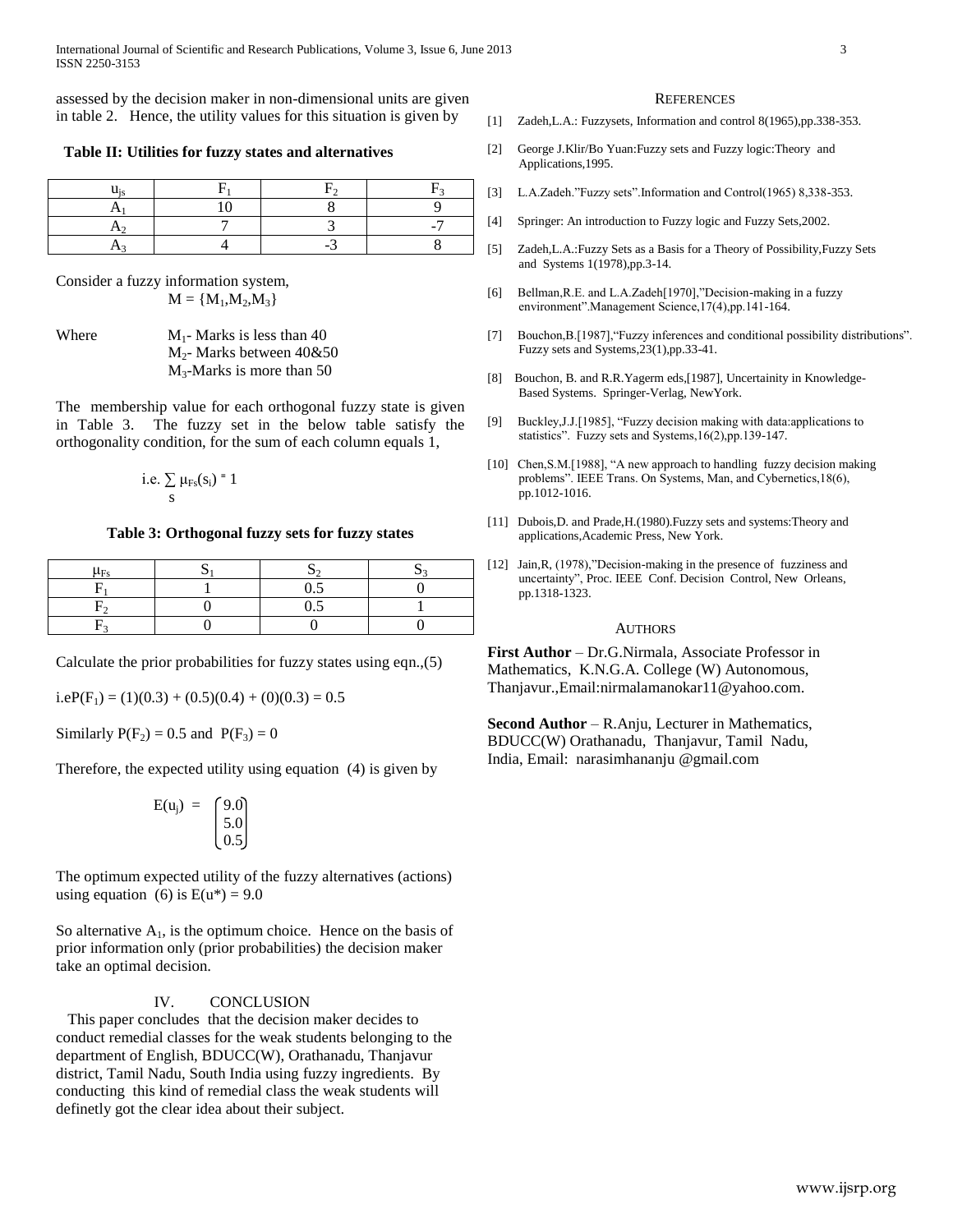assessed by the decision maker in non-dimensional units are given in table 2. Hence, the utility values for this situation is given by

**Table II: Utilities for fuzzy states and alternatives**

| $u_{js}$ | $F_1$ | $F_2$ | $F_3$ |
|---|---|---|---|
| $A_1$ | 10 | 8 | 9 |
| $A_2$ | 7 | 3 | -7 |
| $A_3$ | 4 | -3 | 8 |

Consider a fuzzy information system,

$$M = \{M_1, M_2, M_3\}$$

Where $M_1$- Marks is less than 40
$M_2$- Marks between 40&50
$M_3$-Marks is more than 50

The membership value for each orthogonal fuzzy state is given in Table 3. The fuzzy set in the below table satisfy the orthogonality condition, for the sum of each column equals 1,

$$\text{i.e. } \sum_{s} \mu_{F_s}(s_i) = 1$$

**Table 3: Orthogonal fuzzy sets for fuzzy states**

| $\mu_{Fs}$ | $S_1$ | $S_2$ | $S_3$ |
|---|---|---|---|
| $F_1$ | 1 | 0.5 | 0 |
| $F_2$ | 0 | 0.5 | 1 |
| $F_3$ | 0 | 0 | 0 |

Calculate the prior probabilities for fuzzy states using eqn.,(5)

i.e $P(F_1) = (1)(0.3) + (0.5)(0.4) + (0)(0.3) = 0.5$

Similarly $P(F_2) = 0.5$ and $P(F_3) = 0$

Therefore, the expected utility using equation (4) is given by

$$E(u_j) = \begin{pmatrix} 9.0 \\ 5.0 \\ 0.5 \end{pmatrix}$$

The optimum expected utility of the fuzzy alternatives (actions) using equation (6) is $E(u^*) = 9.0$

So alternative $A_1$, is the optimum choice. Hence on the basis of prior information only (prior probabilities) the decision maker take an optimal decision.

## IV. CONCLUSION

This paper concludes that the decision maker decides to conduct remedial classes for the weak students belonging to the department of English, BDUCC(W), Orathanadu, Thanjavur district, Tamil Nadu, South India using fuzzy ingredients. By conducting this kind of remedial class the weak students will definetly got the clear idea about their subject.

## REFERENCES

[1] Zadeh,L.A.: Fuzzysets, Information and control 8(1965),pp.338-353.

[2] George J.Klir/Bo Yuan:Fuzzy sets and Fuzzy logic:Theory and Applications,1995.

[3] L.A.Zadeh."Fuzzy sets".Information and Control(1965) 8,338-353.

[4] Springer: An introduction to Fuzzy logic and Fuzzy Sets,2002.

[5] Zadeh,L.A.:Fuzzy Sets as a Basis for a Theory of Possibility,Fuzzy Sets and Systems 1(1978),pp.3-14.

[6] Bellman,R.E. and L.A.Zadeh[1970],"Decision-making in a fuzzy environment".Management Science,17(4),pp.141-164.

[7] Bouchon,B.[1987],"Fuzzy inferences and conditional possibility distributions". Fuzzy sets and Systems,23(1),pp.33-41.

[8] Bouchon, B. and R.R.Yagerm eds,[1987], Uncertainity in Knowledge-Based Systems. Springer-Verlag, NewYork.

[9] Buckley,J.J.[1985], "Fuzzy decision making with data:applications to statistics". Fuzzy sets and Systems,16(2),pp.139-147.

[10] Chen,S.M.[1988], "A new approach to handling fuzzy decision making problems". IEEE Trans. On Systems, Man, and Cybernetics,18(6), pp.1012-1016.

[11] Dubois,D. and Prade,H.(1980).Fuzzy sets and systems:Theory and applications,Academic Press, New York.

[12] Jain,R, (1978),"Decision-making in the presence of fuzziness and uncertainty", Proc. IEEE Conf. Decision Control, New Orleans, pp.1318-1323.

## AUTHORS

**First Author** – Dr.G.Nirmala, Associate Professor in Mathematics, K.N.G.A. College (W) Autonomous, Thanjavur.,Email:nirmalamanokar11@yahoo.com.

**Second Author** – R.Anju, Lecturer in Mathematics, BDUCC(W) Orathanadu, Thanjavur, Tamil Nadu, India, Email: narasimhananju @gmail.com